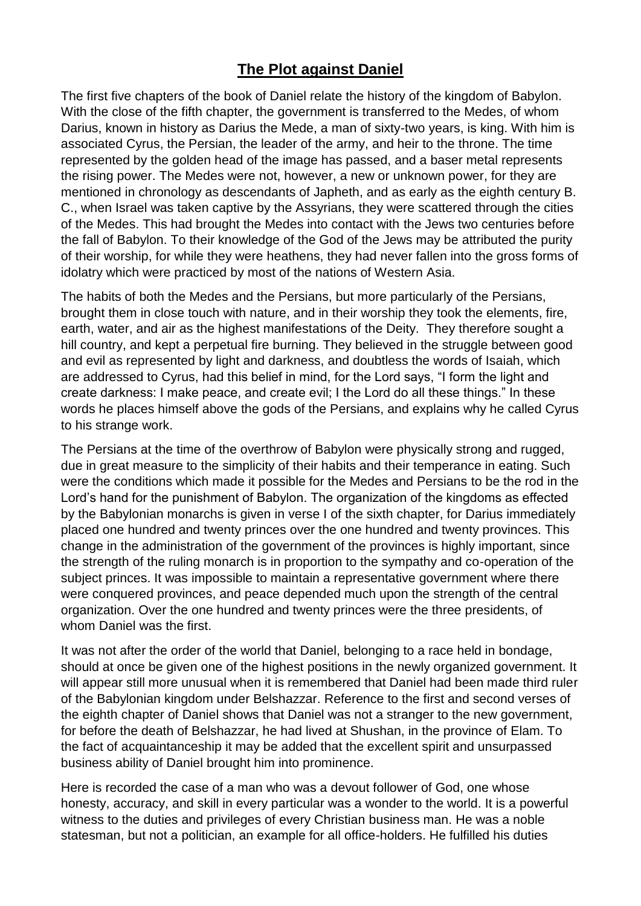# The Plot against Daniel

The first five chapters of the book of Daniel relate the history of the kingdom of Babylon. With the close of the fifth chapter, the government is transferred to the Medes, of whom Darius, known in history as Darius the Mede, a man of sixty-two years, is king. With him is associated Cyrus, the Persian, the leader of the army, and heir to the throne. The time represented by the golden head of the image has passed, and a baser metal represents the rising power. The Medes were not, however, a new or unknown power, for they are mentioned in chronology as descendants of Japheth, and as early as the eighth century B. C., when Israel was taken captive by the Assyrians, they were scattered through the cities of the Medes. This had brought the Medes into contact with the Jews two centuries before the fall of Babylon. To their knowledge of the God of the Jews may be attributed the purity of their worship, for while they were heathens, they had never fallen into the gross forms of idolatry which were practiced by most of the nations of Western Asia.

The habits of both the Medes and the Persians, but more particularly of the Persians, brought them in close touch with nature, and in their worship they took the elements, fire, earth, water, and air as the highest manifestations of the Deity. They therefore sought a hill country, and kept a perpetual fire burning. They believed in the struggle between good and evil as represented by light and darkness, and doubtless the words of Isaiah, which are addressed to Cyrus, had this belief in mind, for the Lord says, "I form the light and create darkness: I make peace, and create evil; I the Lord do all these things." In these words he places himself above the gods of the Persians, and explains why he called Cyrus to his strange work.

The Persians at the time of the overthrow of Babylon were physically strong and rugged, due in great measure to the simplicity of their habits and their temperance in eating. Such were the conditions which made it possible for the Medes and Persians to be the rod in the Lord's hand for the punishment of Babylon. The organization of the kingdoms as effected by the Babylonian monarchs is given in verse I of the sixth chapter, for Darius immediately placed one hundred and twenty princes over the one hundred and twenty provinces. This change in the administration of the government of the provinces is highly important, since the strength of the ruling monarch is in proportion to the sympathy and co-operation of the subject princes. It was impossible to maintain a representative government where there were conquered provinces, and peace depended much upon the strength of the central organization. Over the one hundred and twenty princes were the three presidents, of whom Daniel was the first.

It was not after the order of the world that Daniel, belonging to a race held in bondage, should at once be given one of the highest positions in the newly organized government. It will appear still more unusual when it is remembered that Daniel had been made third ruler of the Babylonian kingdom under Belshazzar. Reference to the first and second verses of the eighth chapter of Daniel shows that Daniel was not a stranger to the new government, for before the death of Belshazzar, he had lived at Shushan, in the province of Elam. To the fact of acquaintanceship it may be added that the excellent spirit and unsurpassed business ability of Daniel brought him into prominence.

Here is recorded the case of a man who was a devout follower of God, one whose honesty, accuracy, and skill in every particular was a wonder to the world. It is a powerful witness to the duties and privileges of every Christian business man. He was a noble statesman, but not a politician, an example for all office-holders. He fulfilled his duties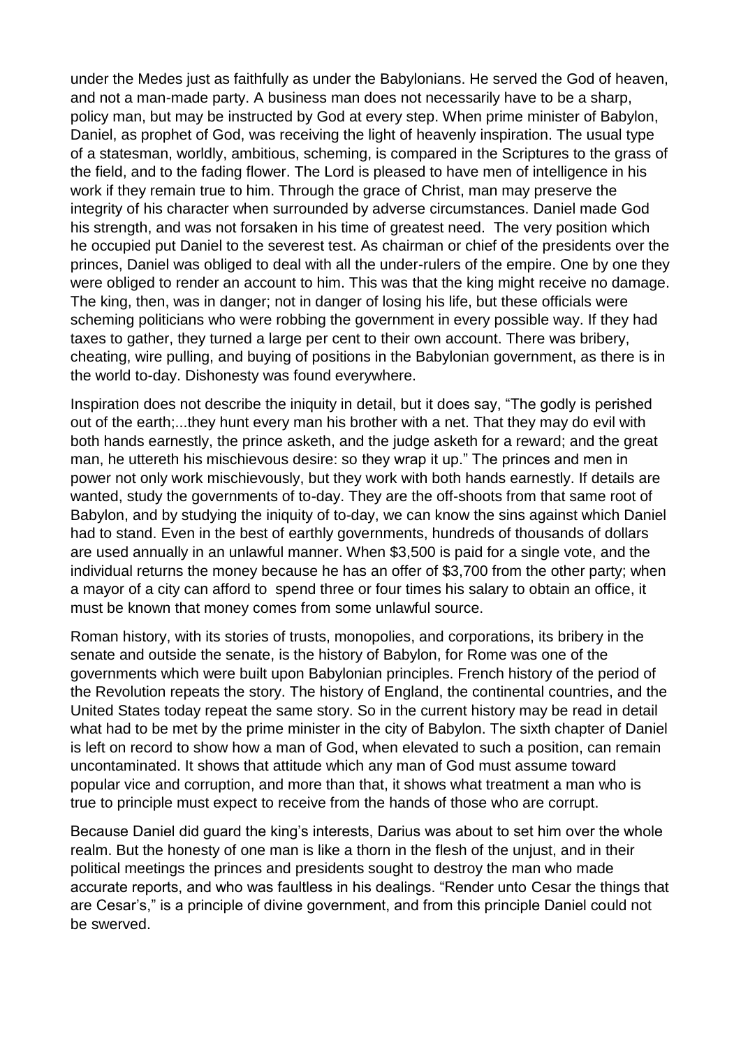under the Medes just as faithfully as under the Babylonians. He served the God of heaven, and not a man-made party. A business man does not necessarily have to be a sharp, policy man, but may be instructed by God at every step. When prime minister of Babylon, Daniel, as prophet of God, was receiving the light of heavenly inspiration. The usual type of a statesman, worldly, ambitious, scheming, is compared in the Scriptures to the grass of the field, and to the fading flower. The Lord is pleased to have men of intelligence in his work if they remain true to him. Through the grace of Christ, man may preserve the integrity of his character when surrounded by adverse circumstances. Daniel made God his strength, and was not forsaken in his time of greatest need. The very position which he occupied put Daniel to the severest test. As chairman or chief of the presidents over the princes, Daniel was obliged to deal with all the under-rulers of the empire. One by one they were obliged to render an account to him. This was that the king might receive no damage. The king, then, was in danger; not in danger of losing his life, but these officials were scheming politicians who were robbing the government in every possible way. If they had taxes to gather, they turned a large per cent to their own account. There was bribery, cheating, wire pulling, and buying of positions in the Babylonian government, as there is in the world to-day. Dishonesty was found everywhere.

Inspiration does not describe the iniquity in detail, but it does say, "The godly is perished out of the earth;...they hunt every man his brother with a net. That they may do evil with both hands earnestly, the prince asketh, and the judge asketh for a reward; and the great man, he uttereth his mischievous desire: so they wrap it up." The princes and men in power not only work mischievously, but they work with both hands earnestly. If details are wanted, study the governments of to-day. They are the off-shoots from that same root of Babylon, and by studying the iniquity of to-day, we can know the sins against which Daniel had to stand. Even in the best of earthly governments, hundreds of thousands of dollars are used annually in an unlawful manner. When $3,500 is paid for a single vote, and the individual returns the money because he has an offer of $3,700 from the other party; when a mayor of a city can afford to spend three or four times his salary to obtain an office, it must be known that money comes from some unlawful source.

Roman history, with its stories of trusts, monopolies, and corporations, its bribery in the senate and outside the senate, is the history of Babylon, for Rome was one of the governments which were built upon Babylonian principles. French history of the period of the Revolution repeats the story. The history of England, the continental countries, and the United States today repeat the same story. So in the current history may be read in detail what had to be met by the prime minister in the city of Babylon. The sixth chapter of Daniel is left on record to show how a man of God, when elevated to such a position, can remain uncontaminated. It shows that attitude which any man of God must assume toward popular vice and corruption, and more than that, it shows what treatment a man who is true to principle must expect to receive from the hands of those who are corrupt.

Because Daniel did guard the king's interests, Darius was about to set him over the whole realm. But the honesty of one man is like a thorn in the flesh of the unjust, and in their political meetings the princes and presidents sought to destroy the man who made accurate reports, and who was faultless in his dealings. "Render unto Cesar the things that are Cesar's," is a principle of divine government, and from this principle Daniel could not be swerved.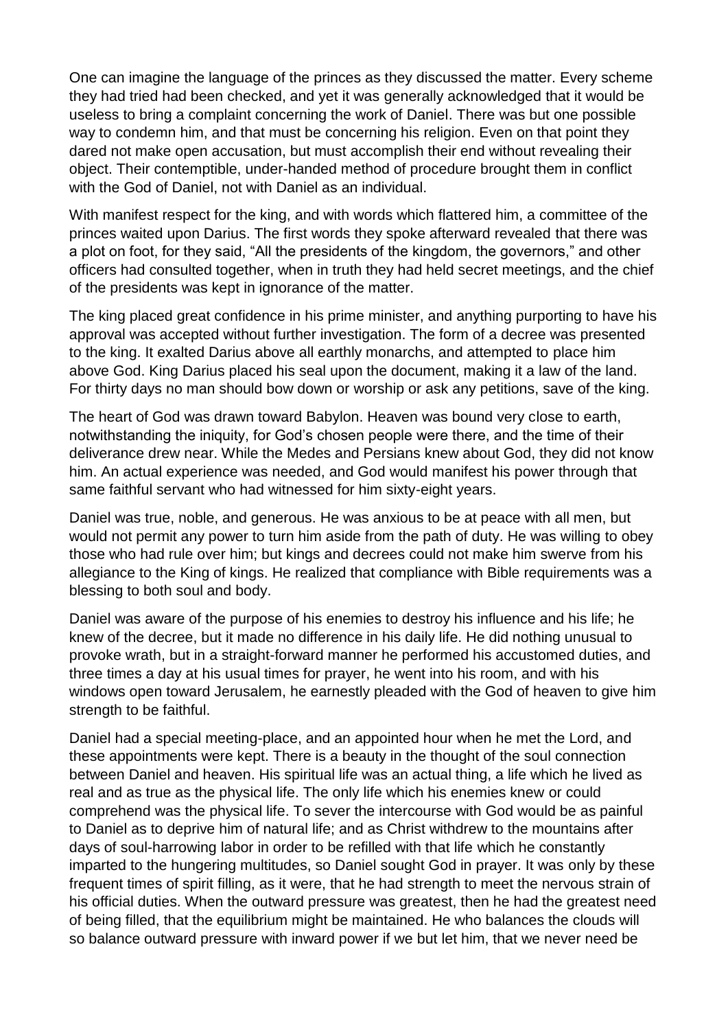One can imagine the language of the princes as they discussed the matter. Every scheme they had tried had been checked, and yet it was generally acknowledged that it would be useless to bring a complaint concerning the work of Daniel. There was but one possible way to condemn him, and that must be concerning his religion. Even on that point they dared not make open accusation, but must accomplish their end without revealing their object. Their contemptible, under-handed method of procedure brought them in conflict with the God of Daniel, not with Daniel as an individual.

With manifest respect for the king, and with words which flattered him, a committee of the princes waited upon Darius. The first words they spoke afterward revealed that there was a plot on foot, for they said, "All the presidents of the kingdom, the governors," and other officers had consulted together, when in truth they had held secret meetings, and the chief of the presidents was kept in ignorance of the matter.

The king placed great confidence in his prime minister, and anything purporting to have his approval was accepted without further investigation. The form of a decree was presented to the king. It exalted Darius above all earthly monarchs, and attempted to place him above God. King Darius placed his seal upon the document, making it a law of the land. For thirty days no man should bow down or worship or ask any petitions, save of the king.

The heart of God was drawn toward Babylon. Heaven was bound very close to earth, notwithstanding the iniquity, for God's chosen people were there, and the time of their deliverance drew near. While the Medes and Persians knew about God, they did not know him. An actual experience was needed, and God would manifest his power through that same faithful servant who had witnessed for him sixty-eight years.

Daniel was true, noble, and generous. He was anxious to be at peace with all men, but would not permit any power to turn him aside from the path of duty. He was willing to obey those who had rule over him; but kings and decrees could not make him swerve from his allegiance to the King of kings. He realized that compliance with Bible requirements was a blessing to both soul and body.

Daniel was aware of the purpose of his enemies to destroy his influence and his life; he knew of the decree, but it made no difference in his daily life. He did nothing unusual to provoke wrath, but in a straight-forward manner he performed his accustomed duties, and three times a day at his usual times for prayer, he went into his room, and with his windows open toward Jerusalem, he earnestly pleaded with the God of heaven to give him strength to be faithful.

Daniel had a special meeting-place, and an appointed hour when he met the Lord, and these appointments were kept. There is a beauty in the thought of the soul connection between Daniel and heaven. His spiritual life was an actual thing, a life which he lived as real and as true as the physical life. The only life which his enemies knew or could comprehend was the physical life. To sever the intercourse with God would be as painful to Daniel as to deprive him of natural life; and as Christ withdrew to the mountains after days of soul-harrowing labor in order to be refilled with that life which he constantly imparted to the hungering multitudes, so Daniel sought God in prayer. It was only by these frequent times of spirit filling, as it were, that he had strength to meet the nervous strain of his official duties. When the outward pressure was greatest, then he had the greatest need of being filled, that the equilibrium might be maintained. He who balances the clouds will so balance outward pressure with inward power if we but let him, that we never need be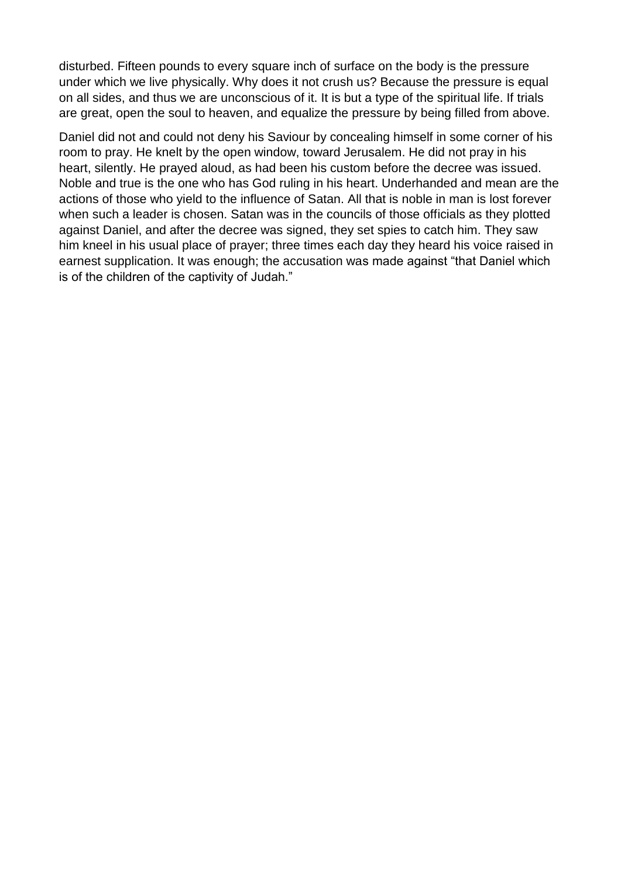disturbed. Fifteen pounds to every square inch of surface on the body is the pressure under which we live physically. Why does it not crush us? Because the pressure is equal on all sides, and thus we are unconscious of it. It is but a type of the spiritual life. If trials are great, open the soul to heaven, and equalize the pressure by being filled from above.

Daniel did not and could not deny his Saviour by concealing himself in some corner of his room to pray. He knelt by the open window, toward Jerusalem. He did not pray in his heart, silently. He prayed aloud, as had been his custom before the decree was issued. Noble and true is the one who has God ruling in his heart. Underhanded and mean are the actions of those who yield to the influence of Satan. All that is noble in man is lost forever when such a leader is chosen. Satan was in the councils of those officials as they plotted against Daniel, and after the decree was signed, they set spies to catch him. They saw him kneel in his usual place of prayer; three times each day they heard his voice raised in earnest supplication. It was enough; the accusation was made against "that Daniel which is of the children of the captivity of Judah."